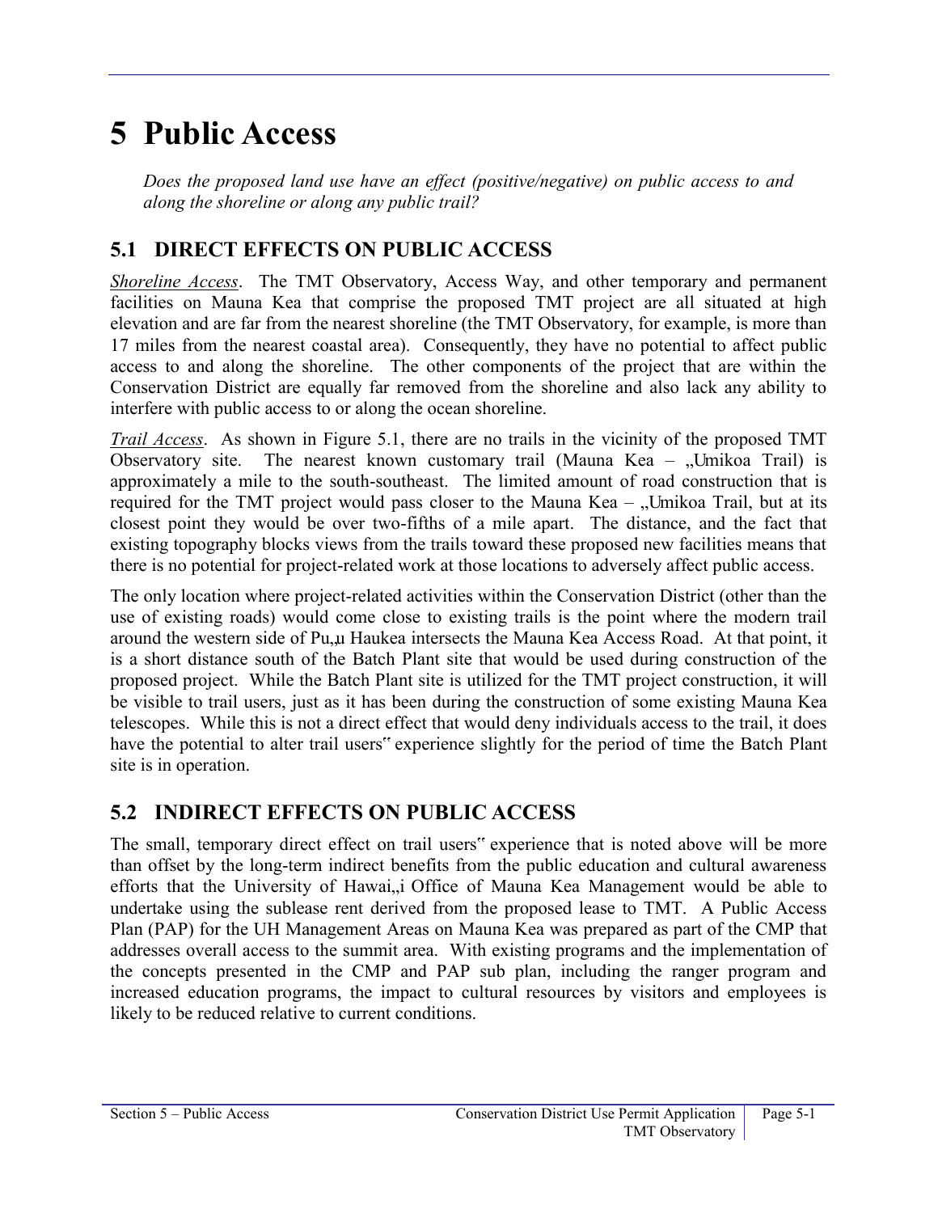# 5 Public Access

*Does the proposed land use have an effect (positive/negative) on public access to and along the shoreline or along any public trail?*

## 5.1 DIRECT EFFECTS ON PUBLIC ACCESS

*Shoreline Access*. The TMT Observatory, Access Way, and other temporary and permanent facilities on Mauna Kea that comprise the proposed TMT project are all situated at high elevation and are far from the nearest shoreline (the TMT Observatory, for example, is more than 17 miles from the nearest coastal area). Consequently, they have no potential to affect public access to and along the shoreline. The other components of the project that are within the Conservation District are equally far removed from the shoreline and also lack any ability to interfere with public access to or along the ocean shoreline.

*Trail Access*. As shown in Figure 5.1, there are no trails in the vicinity of the proposed TMT Observatory site. The nearest known customary trail (Mauna Kea – „Umikoa Trail) is approximately a mile to the south-southeast. The limited amount of road construction that is required for the TMT project would pass closer to the Mauna Kea – „Umikoa Trail, but at its closest point they would be over two-fifths of a mile apart. The distance, and the fact that existing topography blocks views from the trails toward these proposed new facilities means that there is no potential for project-related work at those locations to adversely affect public access.

The only location where project-related activities within the Conservation District (other than the use of existing roads) would come close to existing trails is the point where the modern trail around the western side of Pu„u Haukea intersects the Mauna Kea Access Road. At that point, it is a short distance south of the Batch Plant site that would be used during construction of the proposed project. While the Batch Plant site is utilized for the TMT project construction, it will be visible to trail users, just as it has been during the construction of some existing Mauna Kea telescopes. While this is not a direct effect that would deny individuals access to the trail, it does have the potential to alter trail users" experience slightly for the period of time the Batch Plant site is in operation.

## 5.2 INDIRECT EFFECTS ON PUBLIC ACCESS

The small, temporary direct effect on trail users" experience that is noted above will be more than offset by the long-term indirect benefits from the public education and cultural awareness efforts that the University of Hawai„i Office of Mauna Kea Management would be able to undertake using the sublease rent derived from the proposed lease to TMT. A Public Access Plan (PAP) for the UH Management Areas on Mauna Kea was prepared as part of the CMP that addresses overall access to the summit area. With existing programs and the implementation of the concepts presented in the CMP and PAP sub plan, including the ranger program and increased education programs, the impact to cultural resources by visitors and employees is likely to be reduced relative to current conditions.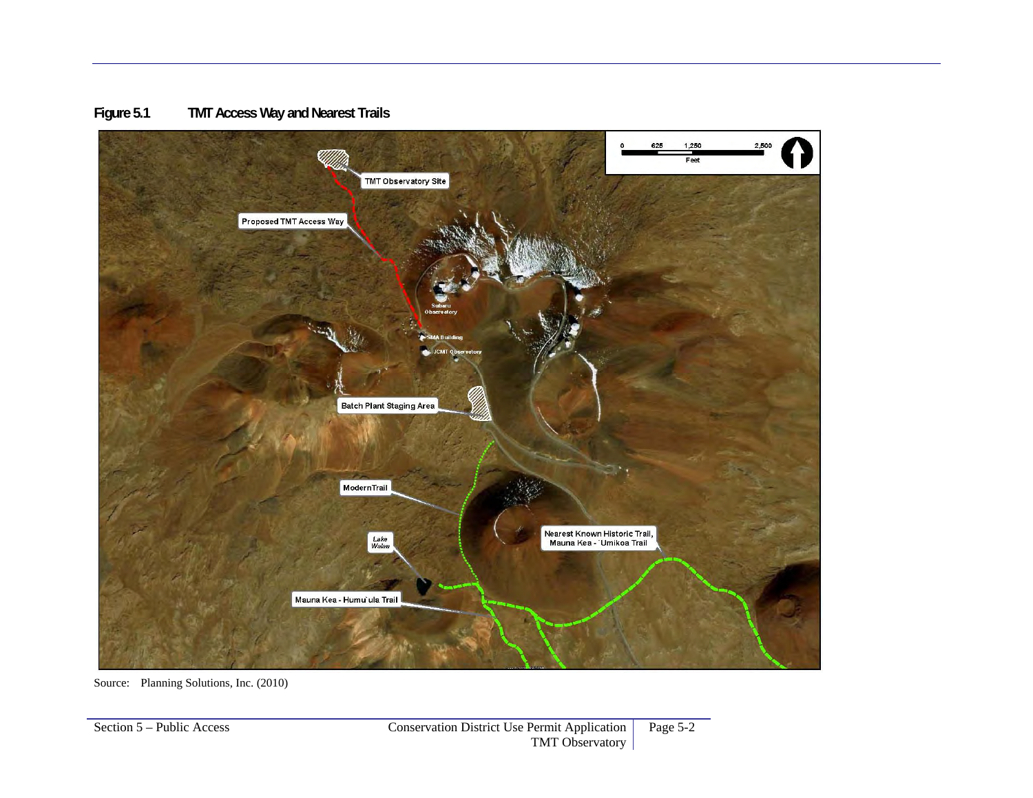**Figure 5.1 TMT Access Way and Nearest Trails**

0 625 1,250 2,500
Feet

TMT Observatory Site

Proposed TMT Access Way

Subaru Observatory

SMA Building

JCMT Observatory

Batch Plant Staging Area

ModernTrail

Lake Waiau

Nearest Known Historic Trail, Mauna Kea - ʻUmikoa Trail

Mauna Kea - Humuʻula Trail

Source: Planning Solutions, Inc. (2010)